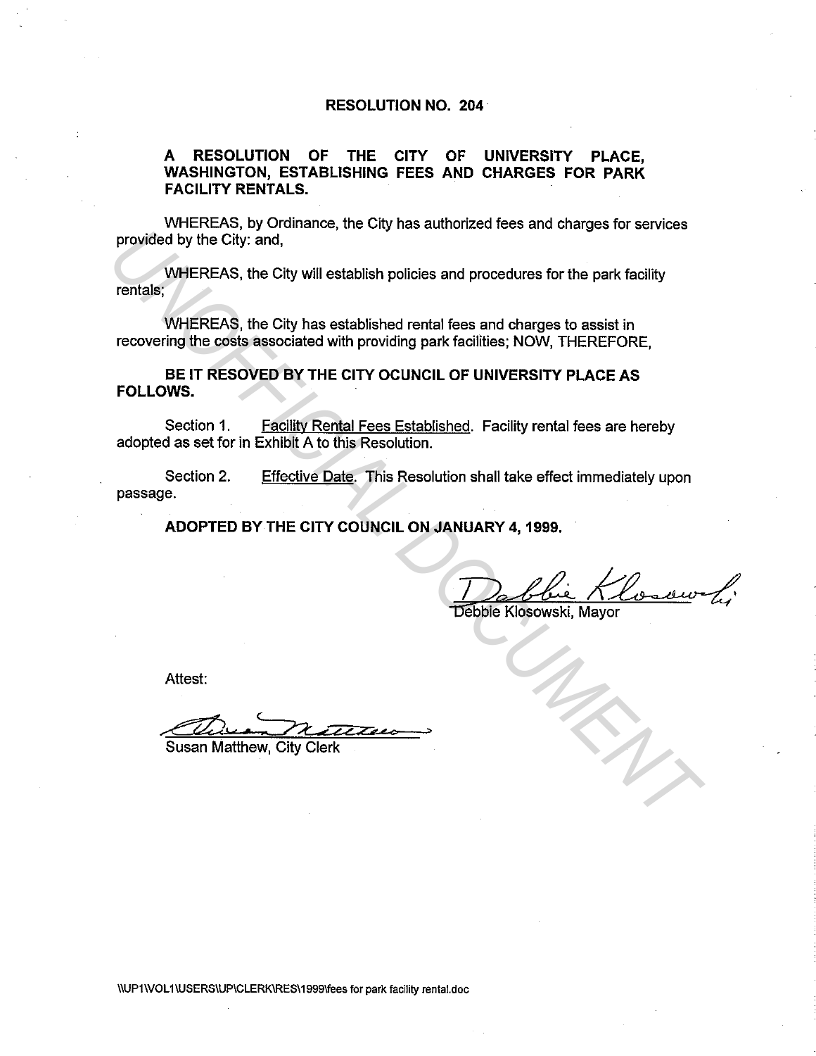# RESOLUTION NO. 204

## A RESOLUTION OF THE CITY OF UNIVERSITY PLACE, WASHINGTON, ESTABLISHING FEES AND CHARGES FOR PARK FACILITY RENTALS.

WHEREAS, by Ordinance, the City has authorized fees and charges for services provided by the City: and,

WHEREAS, the City will establish policies and procedures for the park facility rentals;

WHEREAS, the City has established rental fees and charges to assist in recovering the costs associated with providing park facilities; NOW, THEREFORE,

**BE IT RESOVED BY THE CITY OCUNCIL OF UNIVERSITY PLACE AS FOLLOWS.**

Section 1. Facility Rental Fees Established. Facility rental fees are hereby adopted as set for in Exhibit A to this Resolution.

Section 2. Effective Date. This Resolution shall take effect immediately upon passage.

**ADOPTED BY THE CITY COUNCIL ON JANUARY 4, 1999.**

Debbie Klosowski, Mayor

Attest:

Susan Matthew, City Clerk

\\UP1\VOL1\USERS\UP\CLERK\RES\1999\fees for park facility rental.doc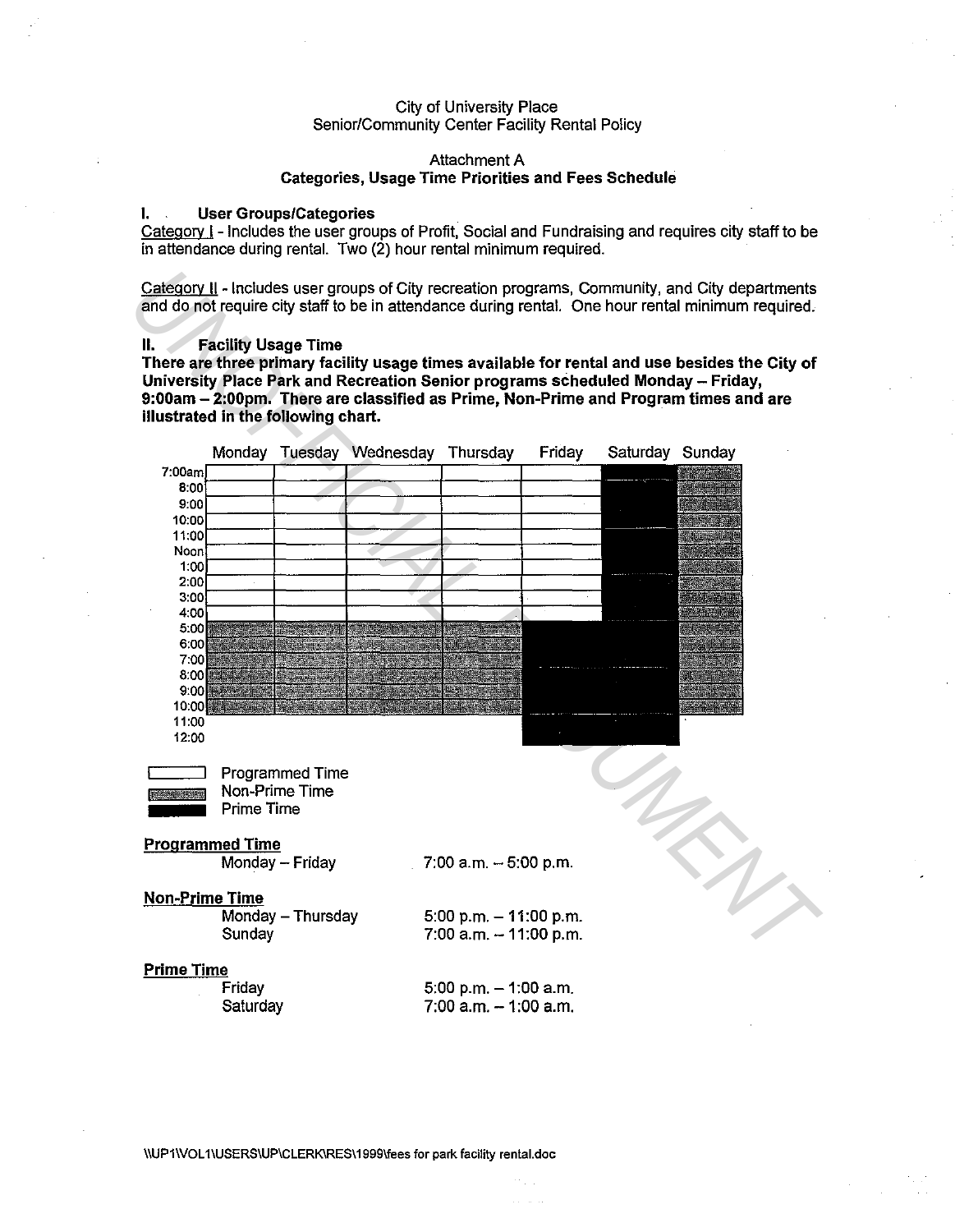City of University Place
Senior/Community Center Facility Rental Policy

Attachment A
**Categories, Usage Time Priorities and Fees Schedule**

## I. User Groups/Categories

<u>Category I</u> - Includes the user groups of Profit, Social and Fundraising and requires city staff to be in attendance during rental. Two (2) hour rental minimum required.

<u>Category II</u> - Includes user groups of City recreation programs, Community, and City departments and do not require city staff to be in attendance during rental. One hour rental minimum required.

## II. Facility Usage Time

**There are three primary facility usage times available for rental and use besides the City of University Place Park and Recreation Senior programs scheduled Monday – Friday, 9:00am – 2:00pm. There are classified as Prime, Non-Prime and Program times and are illustrated in the following chart.**

| | Monday | Tuesday | Wednesday | Thursday | Friday | Saturday | Sunday |
|---|---|---|---|---|---|---|---|
| 7:00am | Programmed | Programmed | Programmed | Programmed | Programmed | Prime | Non-Prime |
| 8:00 | Programmed | Programmed | Programmed | Programmed | Programmed | Prime | Non-Prime |
| 9:00 | Programmed | Programmed | Programmed | Programmed | Programmed | Prime | Non-Prime |
| 10:00 | Programmed | Programmed | Programmed | Programmed | Programmed | Prime | Non-Prime |
| 11:00 | Programmed | Programmed | Programmed | Programmed | Programmed | Prime | Non-Prime |
| Noon | Programmed | Programmed | Programmed | Programmed | Programmed | Prime | Non-Prime |
| 1:00 | Programmed | Programmed | Programmed | Programmed | Programmed | Prime | Non-Prime |
| 2:00 | Programmed | Programmed | Programmed | Programmed | Programmed | Prime | Non-Prime |
| 3:00 | Programmed | Programmed | Programmed | Programmed | Programmed | Prime | Non-Prime |
| 4:00 | Programmed | Programmed | Programmed | Programmed | Programmed | Prime | Non-Prime |
| 5:00 | Non-Prime | Non-Prime | Non-Prime | Non-Prime | Prime | Prime | Non-Prime |
| 6:00 | Non-Prime | Non-Prime | Non-Prime | Non-Prime | Prime | Prime | Non-Prime |
| 7:00 | Non-Prime | Non-Prime | Non-Prime | Non-Prime | Prime | Prime | Non-Prime |
| 8:00 | Non-Prime | Non-Prime | Non-Prime | Non-Prime | Prime | Prime | Non-Prime |
| 9:00 | Non-Prime | Non-Prime | Non-Prime | Non-Prime | Prime | Prime | Non-Prime |
| 10:00 | Non-Prime | Non-Prime | Non-Prime | Non-Prime | Prime | Prime | Non-Prime |
| 11:00 | | | | | Prime | Prime | |
| 12:00 | | | | | | | |

Legend:
- Programmed Time
- Non-Prime Time
- Prime Time

**<u>Programmed Time</u>**

| | |
|---|---|
| Monday – Friday | 7:00 a.m. – 5:00 p.m. |

**<u>Non-Prime Time</u>**

| | |
|---|---|
| Monday – Thursday | 5:00 p.m. – 11:00 p.m. |
| Sunday | 7:00 a.m. – 11:00 p.m. |

**<u>Prime Time</u>**

| | |
|---|---|
| Friday | 5:00 p.m. – 1:00 a.m. |
| Saturday | 7:00 a.m. – 1:00 a.m. |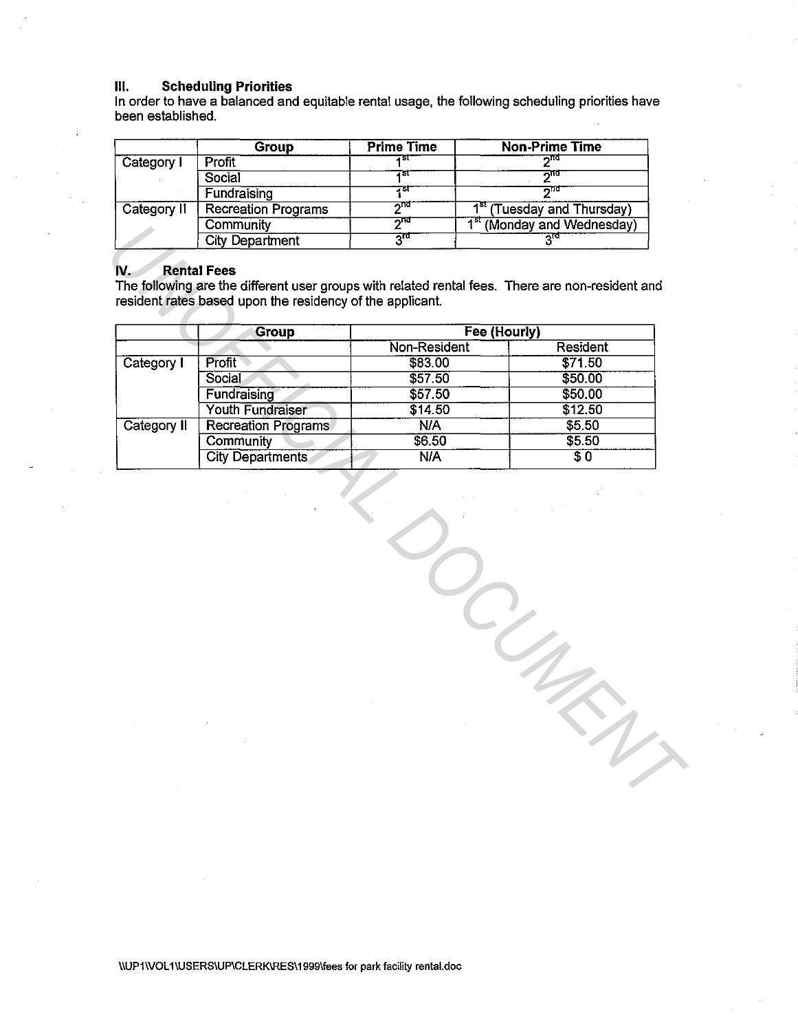### III. Scheduling Priorities

In order to have a balanced and equitable rental usage, the following scheduling priorities have been established.

| | Group | Prime Time | Non-Prime Time |
|---|---|---|---|
| Category I | Profit | 1st | 2nd |
| | Social | 1st | 2nd |
| | Fundraising | 1st | 2nd |
| Category II | Recreation Programs | 2nd | 1st (Tuesday and Thursday) |
| | Community | 2nd | 1st (Monday and Wednesday) |
| | City Department | 3rd | 3rd |

### IV. Rental Fees

The following are the different user groups with related rental fees. There are non-resident and resident rates based upon the residency of the applicant.

| | Group | Fee (Hourly) | |
|---|---|---|---|
| | | Non-Resident | Resident |
| Category I | Profit | $83.00 | $71.50 |
| | Social | $57.50 | $50.00 |
| | Fundraising | $57.50 | $50.00 |
| | Youth Fundraiser | $14.50 | $12.50 |
| Category II | Recreation Programs | N/A | $5.50 |
| | Community | $6.50 | $5.50 |
| | City Departments | N/A | $ 0 |

\\UP1\VOL1\USERS\UP\CLERK\RES\1999\fees for park facility rental.doc